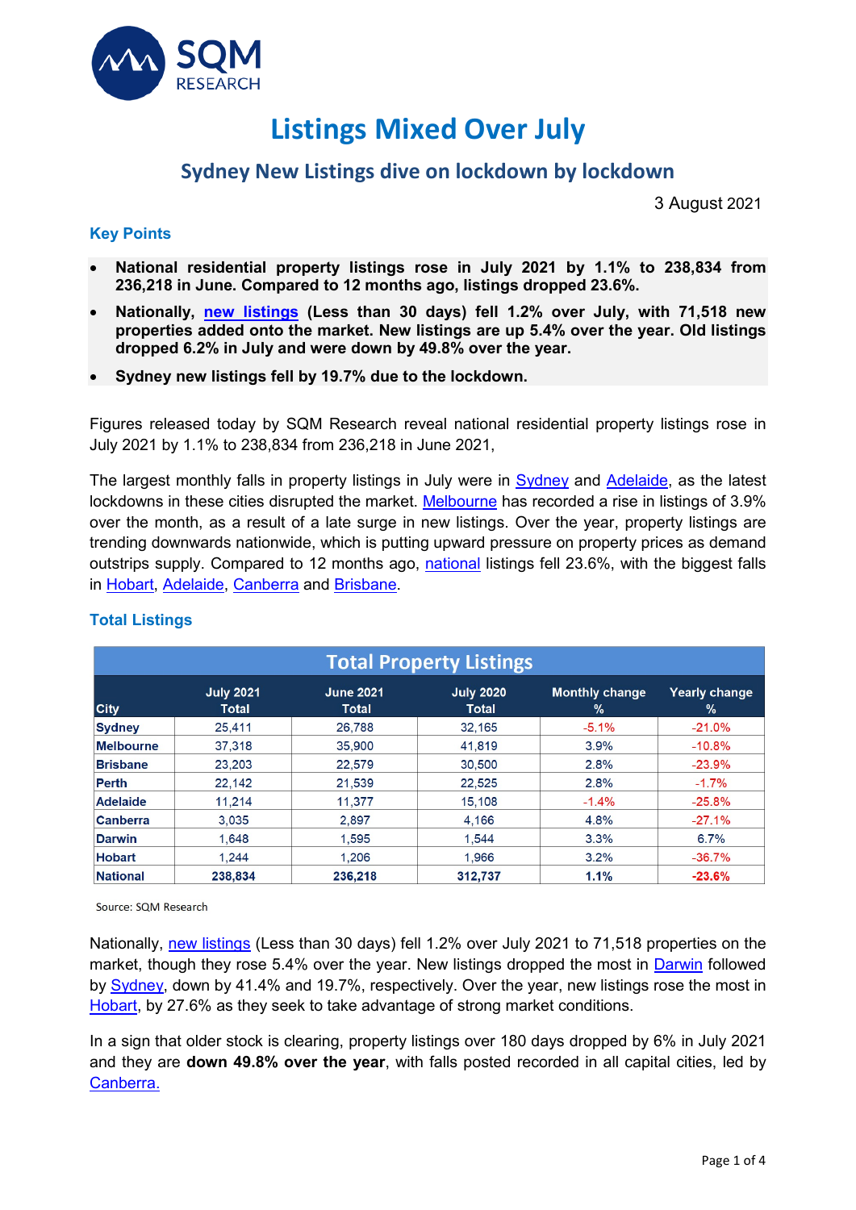SQM RESEARCH

# Listings Mixed Over July

## Sydney New Listings dive on lockdown by lockdown

3 August 2021

### Key Points

- **National residential property listings rose in July 2021 by 1.1% to 238,834 from 236,218 in June. Compared to 12 months ago, listings dropped 23.6%.**
- **Nationally, new listings (Less than 30 days) fell 1.2% over July, with 71,518 new properties added onto the market. New listings are up 5.4% over the year. Old listings dropped 6.2% in July and were down by 49.8% over the year.**
- **Sydney new listings fell by 19.7% due to the lockdown.**

Figures released today by SQM Research reveal national residential property listings rose in July 2021 by 1.1% to 238,834 from 236,218 in June 2021,

The largest monthly falls in property listings in July were in Sydney and Adelaide, as the latest lockdowns in these cities disrupted the market. Melbourne has recorded a rise in listings of 3.9% over the month, as a result of a late surge in new listings. Over the year, property listings are trending downwards nationwide, which is putting upward pressure on property prices as demand outstrips supply. Compared to 12 months ago, national listings fell 23.6%, with the biggest falls in Hobart, Adelaide, Canberra and Brisbane.

### Total Listings

**Total Property Listings**

| City | July 2021 Total | June 2021 Total | July 2020 Total | Monthly change % | Yearly change % |
|---|---|---|---|---|---|
| **Sydney** | 25,411 | 26,788 | 32,165 | -5.1% | -21.0% |
| **Melbourne** | 37,318 | 35,900 | 41,819 | 3.9% | -10.8% |
| **Brisbane** | 23,203 | 22,579 | 30,500 | 2.8% | -23.9% |
| **Perth** | 22,142 | 21,539 | 22,525 | 2.8% | -1.7% |
| **Adelaide** | 11,214 | 11,377 | 15,108 | -1.4% | -25.8% |
| **Canberra** | 3,035 | 2,897 | 4,166 | 4.8% | -27.1% |
| **Darwin** | 1,648 | 1,595 | 1,544 | 3.3% | 6.7% |
| **Hobart** | 1,244 | 1,206 | 1,966 | 3.2% | -36.7% |
| **National** | **238,834** | **236,218** | **312,737** | **1.1%** | **-23.6%** |

Source: SQM Research

Nationally, new listings (Less than 30 days) fell 1.2% over July 2021 to 71,518 properties on the market, though they rose 5.4% over the year. New listings dropped the most in Darwin followed by Sydney, down by 41.4% and 19.7%, respectively. Over the year, new listings rose the most in Hobart, by 27.6% as they seek to take advantage of strong market conditions.

In a sign that older stock is clearing, property listings over 180 days dropped by 6% in July 2021 and they are **down 49.8% over the year**, with falls posted recorded in all capital cities, led by Canberra.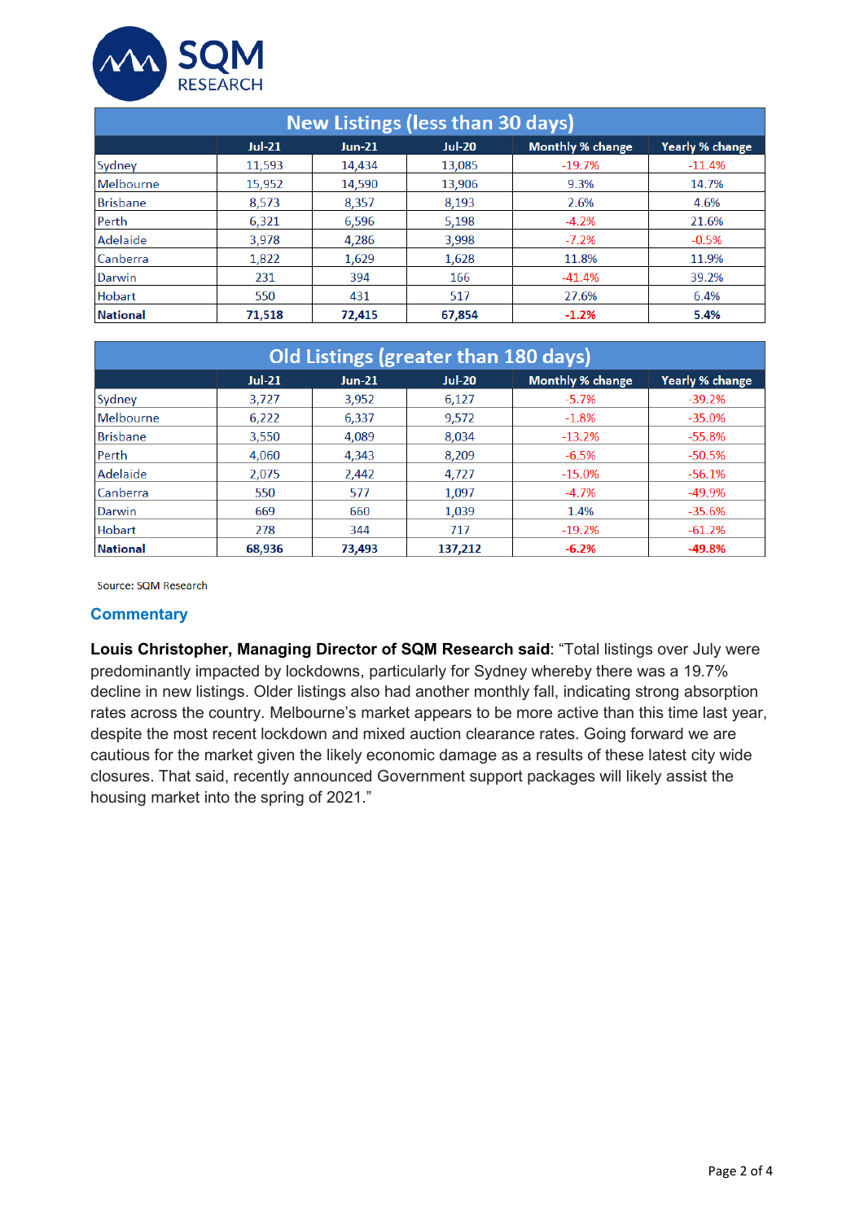| New Listings (less than 30 days) | | | | | |
|---|---|---|---|---|---|
| | Jul-21 | Jun-21 | Jul-20 | Monthly % change | Yearly % change |
| Sydney | 11,593 | 14,434 | 13,085 | -19.7% | -11.4% |
| Melbourne | 15,952 | 14,590 | 13,906 | 9.3% | 14.7% |
| Brisbane | 8,573 | 8,357 | 8,193 | 2.6% | 4.6% |
| Perth | 6,321 | 6,596 | 5,198 | -4.2% | 21.6% |
| Adelaide | 3,978 | 4,286 | 3,998 | -7.2% | -0.5% |
| Canberra | 1,822 | 1,629 | 1,628 | 11.8% | 11.9% |
| Darwin | 231 | 394 | 166 | -41.4% | 39.2% |
| Hobart | 550 | 431 | 517 | 27.6% | 6.4% |
| **National** | **71,518** | **72,415** | **67,854** | **-1.2%** | **5.4%** |

| Old Listings (greater than 180 days) | | | | | |
|---|---|---|---|---|---|
| | Jul-21 | Jun-21 | Jul-20 | Monthly % change | Yearly % change |
| Sydney | 3,727 | 3,952 | 6,127 | -5.7% | -39.2% |
| Melbourne | 6,222 | 6,337 | 9,572 | -1.8% | -35.0% |
| Brisbane | 3,550 | 4,089 | 8,034 | -13.2% | -55.8% |
| Perth | 4,060 | 4,343 | 8,209 | -6.5% | -50.5% |
| Adelaide | 2,075 | 2,442 | 4,727 | -15.0% | -56.1% |
| Canberra | 550 | 577 | 1,097 | -4.7% | -49.9% |
| Darwin | 669 | 660 | 1,039 | 1.4% | -35.6% |
| Hobart | 278 | 344 | 717 | -19.2% | -61.2% |
| **National** | **68,936** | **73,493** | **137,212** | **-6.2%** | **-49.8%** |

Source: SQM Research

## Commentary

**Louis Christopher, Managing Director of SQM Research said**: "Total listings over July were predominantly impacted by lockdowns, particularly for Sydney whereby there was a 19.7% decline in new listings. Older listings also had another monthly fall, indicating strong absorption rates across the country. Melbourne's market appears to be more active than this time last year, despite the most recent lockdown and mixed auction clearance rates. Going forward we are cautious for the market given the likely economic damage as a results of these latest city wide closures. That said, recently announced Government support packages will likely assist the housing market into the spring of 2021."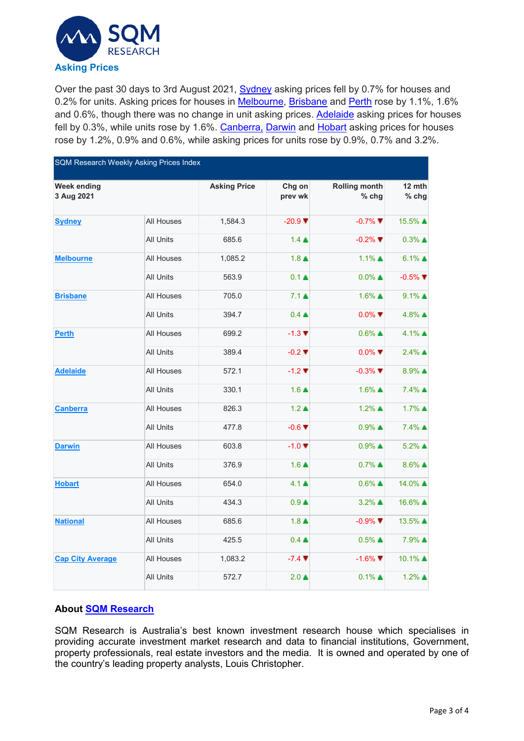**Asking Prices**

Over the past 30 days to 3rd August 2021, Sydney asking prices fell by 0.7% for houses and 0.2% for units. Asking prices for houses in Melbourne, Brisbane and Perth rose by 1.1%, 1.6% and 0.6%, though there was no change in unit asking prices. Adelaide asking prices for houses fell by 0.3%, while units rose by 1.6%. Canberra, Darwin and Hobart asking prices for houses rose by 1.2%, 0.9% and 0.6%, while asking prices for units rose by 0.9%, 0.7% and 3.2%.

| SQM Research Weekly Asking Prices Index | | | | | |
|---|---|---|---|---|---|
| **Week ending 3 Aug 2021** | | **Asking Price** | **Chg on prev wk** | **Rolling month % chg** | **12 mth % chg** |
| Sydney | All Houses | 1,584.3 | -20.9 ▼ | -0.7% ▼ | 15.5% ▲ |
| | All Units | 685.6 | 1.4 ▲ | -0.2% ▼ | 0.3% ▲ |
| Melbourne | All Houses | 1,085.2 | 1.8 ▲ | 1.1% ▲ | 6.1% ▲ |
| | All Units | 563.9 | 0.1 ▲ | 0.0% ▲ | -0.5% ▼ |
| Brisbane | All Houses | 705.0 | 7.1 ▲ | 1.6% ▲ | 9.1% ▲ |
| | All Units | 394.7 | 0.4 ▲ | 0.0% ▼ | 4.8% ▲ |
| Perth | All Houses | 699.2 | -1.3 ▼ | 0.6% ▲ | 4.1% ▲ |
| | All Units | 389.4 | -0.2 ▼ | 0.0% ▼ | 2.4% ▲ |
| Adelaide | All Houses | 572.1 | -1.2 ▼ | -0.3% ▼ | 8.9% ▲ |
| | All Units | 330.1 | 1.6 ▲ | 1.6% ▲ | 7.4% ▲ |
| Canberra | All Houses | 826.3 | 1.2 ▲ | 1.2% ▲ | 1.7% ▲ |
| | All Units | 477.8 | -0.6 ▼ | 0.9% ▲ | 7.4% ▲ |
| Darwin | All Houses | 603.8 | -1.0 ▼ | 0.9% ▲ | 5.2% ▲ |
| | All Units | 376.9 | 1.6 ▲ | 0.7% ▲ | 8.6% ▲ |
| Hobart | All Houses | 654.0 | 4.1 ▲ | 0.6% ▲ | 14.0% ▲ |
| | All Units | 434.3 | 0.9 ▲ | 3.2% ▲ | 16.6% ▲ |
| National | All Houses | 685.6 | 1.8 ▲ | -0.9% ▼ | 13.5% ▲ |
| | All Units | 425.5 | 0.4 ▲ | 0.5% ▲ | 7.9% ▲ |
| Cap City Average | All Houses | 1,083.2 | -7.4 ▼ | -1.6% ▼ | 10.1% ▲ |
| | All Units | 572.7 | 2.0 ▲ | 0.1% ▲ | 1.2% ▲ |

**About SQM Research**

SQM Research is Australia's best known investment research house which specialises in providing accurate investment market research and data to financial institutions, Government, property professionals, real estate investors and the media. It is owned and operated by one of the country's leading property analysts, Louis Christopher.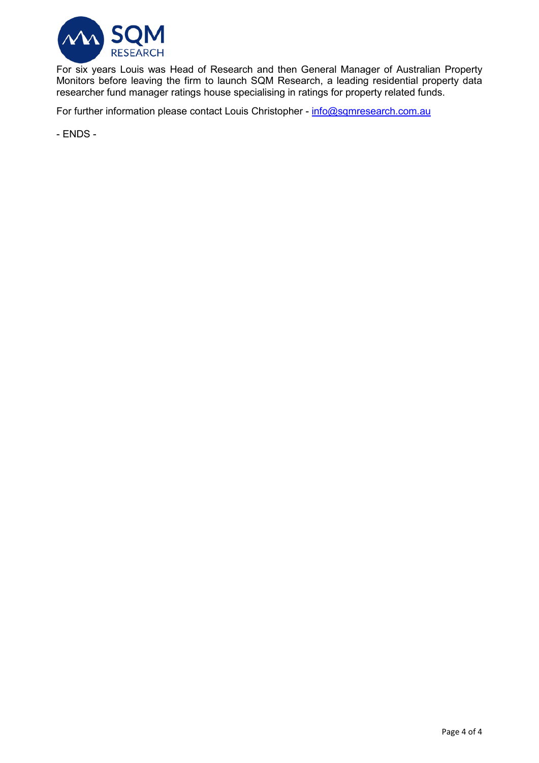For six years Louis was Head of Research and then General Manager of Australian Property Monitors before leaving the firm to launch SQM Research, a leading residential property data researcher fund manager ratings house specialising in ratings for property related funds.

For further information please contact Louis Christopher - info@sqmresearch.com.au

- ENDS -